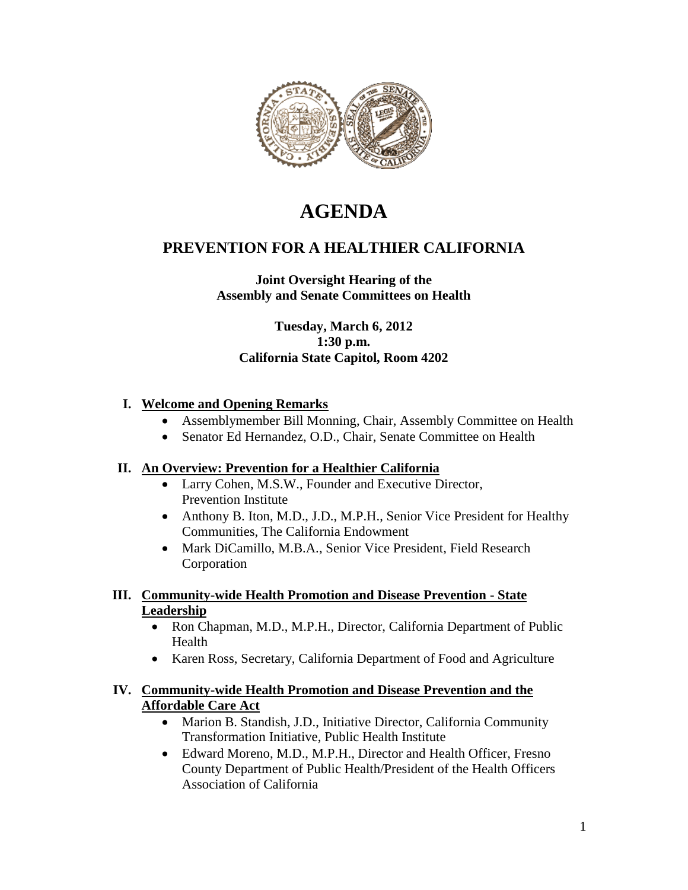# AGENDA

## PREVENTION FOR A HEALTHIER CALIFORNIA

**Joint Oversight Hearing of the**
**Assembly and Senate Committees on Health**

**Tuesday, March 6, 2012**
**1:30 p.m.**
**California State Capitol, Room 4202**

**I. <u>Welcome and Opening Remarks</u>**

- Assemblymember Bill Monning, Chair, Assembly Committee on Health
- Senator Ed Hernandez, O.D., Chair, Senate Committee on Health

**II. <u>An Overview: Prevention for a Healthier California</u>**

- Larry Cohen, M.S.W., Founder and Executive Director, Prevention Institute
- Anthony B. Iton, M.D., J.D., M.P.H., Senior Vice President for Healthy Communities, The California Endowment
- Mark DiCamillo, M.B.A., Senior Vice President, Field Research Corporation

**III. <u>Community-wide Health Promotion and Disease Prevention - State Leadership</u>**

- Ron Chapman, M.D., M.P.H., Director, California Department of Public Health
- Karen Ross, Secretary, California Department of Food and Agriculture

**IV. <u>Community-wide Health Promotion and Disease Prevention and the Affordable Care Act</u>**

- Marion B. Standish, J.D., Initiative Director, California Community Transformation Initiative, Public Health Institute
- Edward Moreno, M.D., M.P.H., Director and Health Officer, Fresno County Department of Public Health/President of the Health Officers Association of California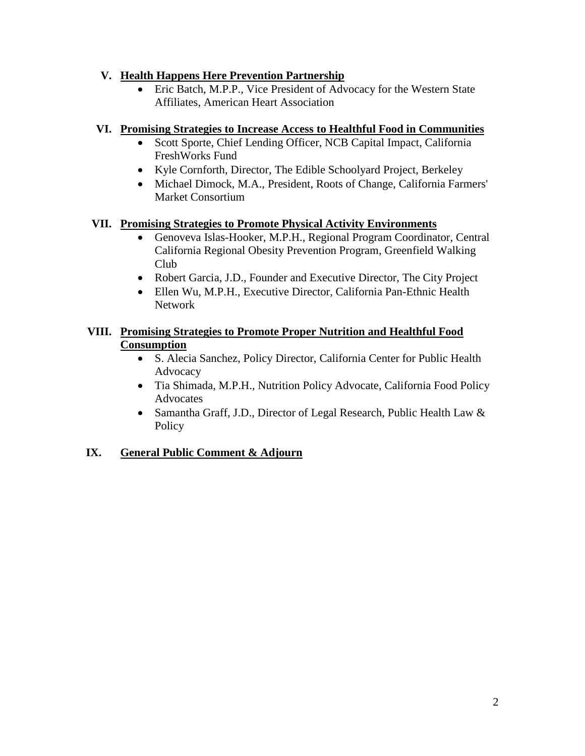**V. Health Happens Here Prevention Partnership**

- Eric Batch, M.P.P., Vice President of Advocacy for the Western State Affiliates, American Heart Association

**VI. Promising Strategies to Increase Access to Healthful Food in Communities**

- Scott Sporte, Chief Lending Officer, NCB Capital Impact, California FreshWorks Fund
- Kyle Cornforth, Director, The Edible Schoolyard Project, Berkeley
- Michael Dimock, M.A., President, Roots of Change, California Farmers' Market Consortium

**VII. Promising Strategies to Promote Physical Activity Environments**

- Genoveva Islas-Hooker, M.P.H., Regional Program Coordinator, Central California Regional Obesity Prevention Program, Greenfield Walking Club
- Robert Garcia, J.D., Founder and Executive Director, The City Project
- Ellen Wu, M.P.H., Executive Director, California Pan-Ethnic Health Network

**VIII. Promising Strategies to Promote Proper Nutrition and Healthful Food Consumption**

- S. Alecia Sanchez, Policy Director, California Center for Public Health Advocacy
- Tia Shimada, M.P.H., Nutrition Policy Advocate, California Food Policy Advocates
- Samantha Graff, J.D., Director of Legal Research, Public Health Law & Policy

**IX. General Public Comment & Adjourn**